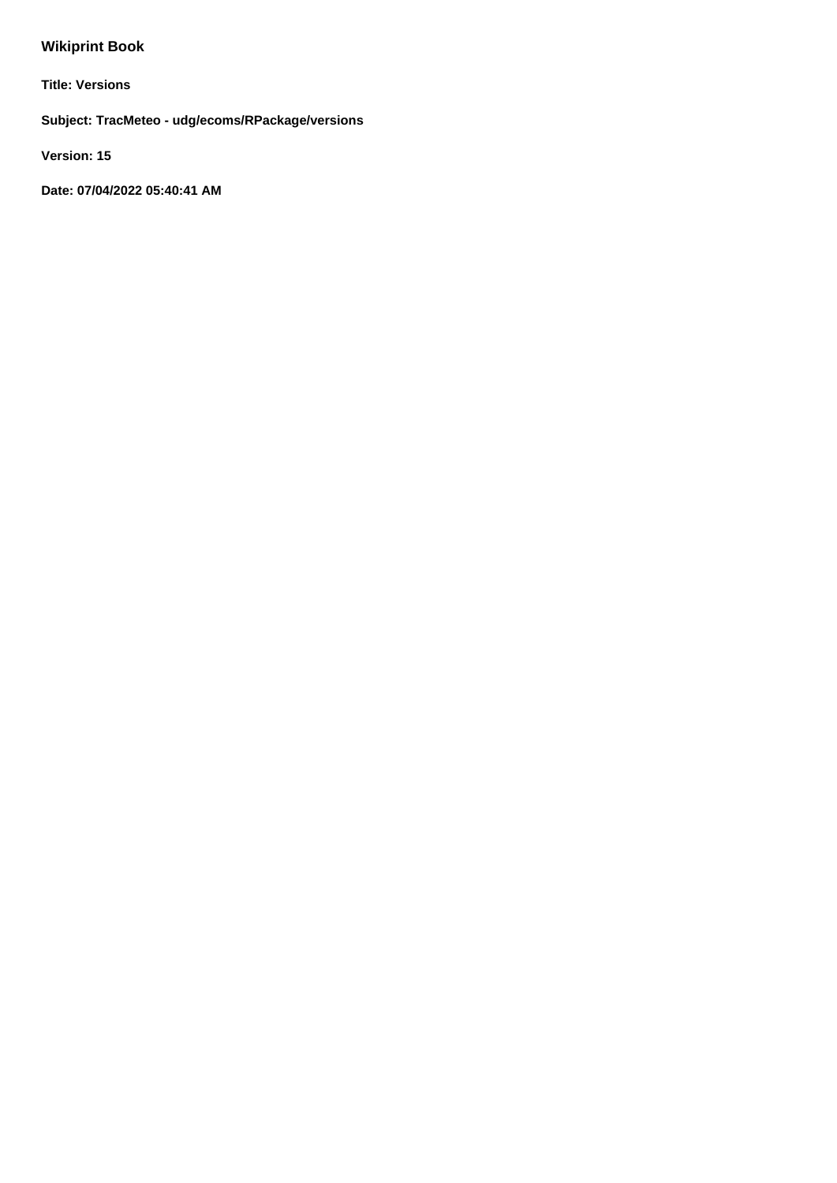## Wikiprint Book

**Title: Versions**

**Subject: TracMeteo - udg/ecoms/RPackage/versions**

**Version: 15**

**Date: 07/04/2022 05:40:41 AM**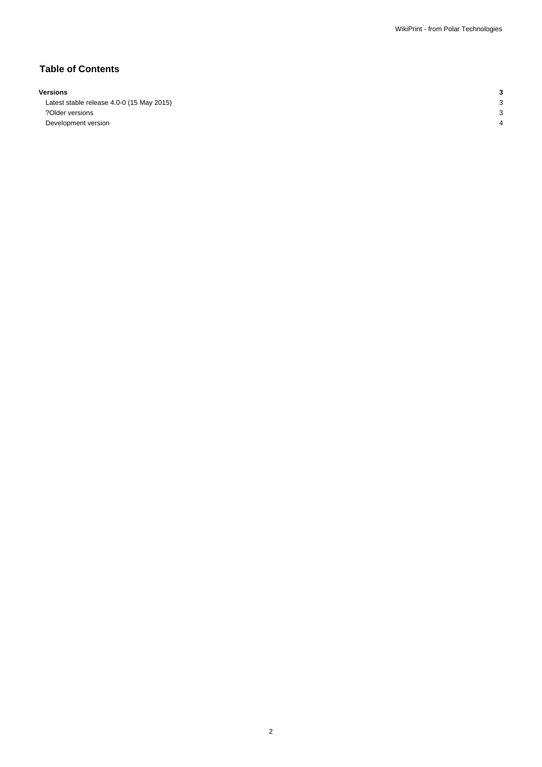## Table of Contents

| | |
|---|---|
| **Versions** | **3** |
| Latest stable release 4.0-0 (15 May 2015) | 3 |
| ?Older versions | 3 |
| Development version | 4 |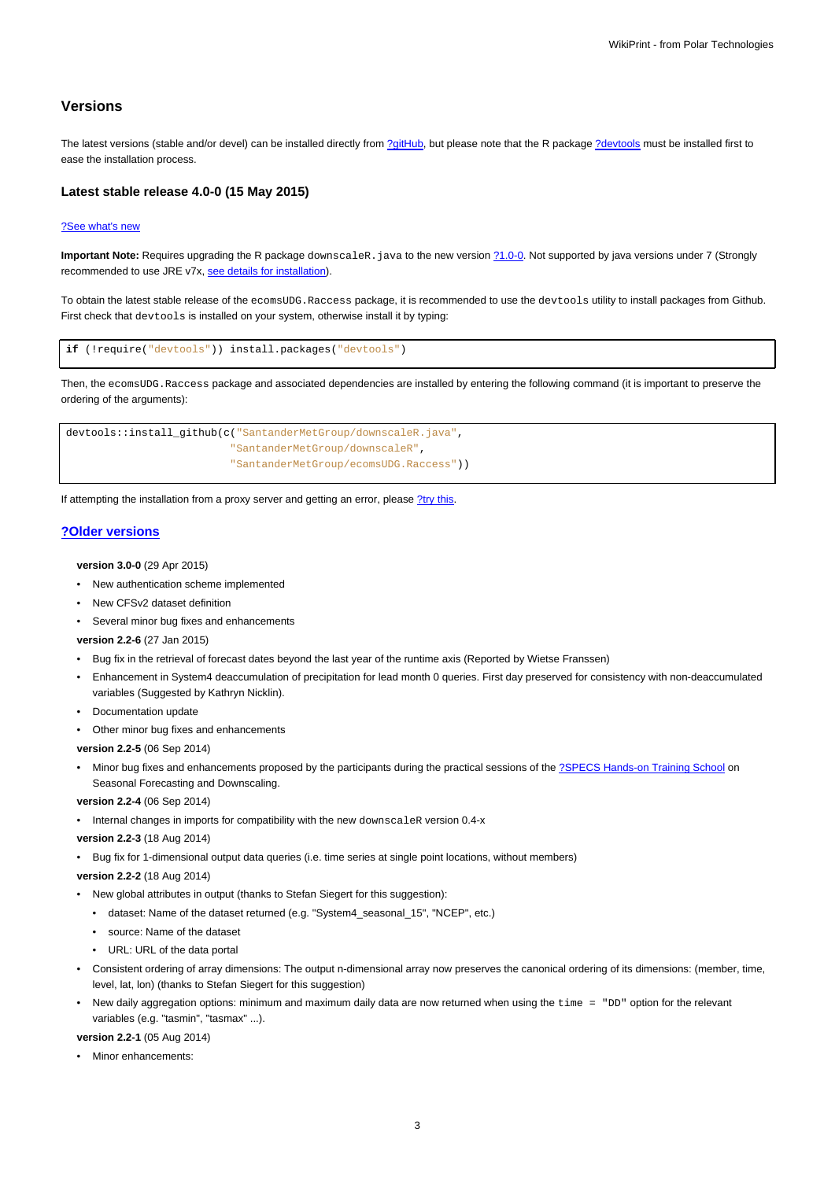## Versions

The latest versions (stable and/or devel) can be installed directly from ?gitHub, but please note that the R package ?devtools must be installed first to ease the installation process.

### Latest stable release 4.0-0 (15 May 2015)

?See what's new

**Important Note:** Requires upgrading the R package `downscaleR.java` to the new version ?1.0-0. Not supported by java versions under 7 (Strongly recommended to use JRE v7x, see details for installation).

To obtain the latest stable release of the `ecomsUDG.Raccess` package, it is recommended to use the `devtools` utility to install packages from Github. First check that `devtools` is installed on your system, otherwise install it by typing:

```
if (!require("devtools")) install.packages("devtools")
```

Then, the `ecomsUDG.Raccess` package and associated dependencies are installed by entering the following command (it is important to preserve the ordering of the arguments):

```
devtools::install_github(c("SantanderMetGroup/downscaleR.java",
                           "SantanderMetGroup/downscaleR",
                           "SantanderMetGroup/ecomsUDG.Raccess"))
```

If attempting the installation from a proxy server and getting an error, please ?try this.

### ?Older versions

**version 3.0-0** (29 Apr 2015)

- New authentication scheme implemented
- New CFSv2 dataset definition
- Several minor bug fixes and enhancements

**version 2.2-6** (27 Jan 2015)

- Bug fix in the retrieval of forecast dates beyond the last year of the runtime axis (Reported by Wietse Franssen)
- Enhancement in System4 deaccumulation of precipitation for lead month 0 queries. First day preserved for consistency with non-deaccumulated variables (Suggested by Kathryn Nicklin).
- Documentation update
- Other minor bug fixes and enhancements

**version 2.2-5** (06 Sep 2014)

- Minor bug fixes and enhancements proposed by the participants during the practical sessions of the ?SPECS Hands-on Training School on Seasonal Forecasting and Downscaling.

**version 2.2-4** (06 Sep 2014)

- Internal changes in imports for compatibility with the new `downscaleR` version 0.4-x

**version 2.2-3** (18 Aug 2014)

- Bug fix for 1-dimensional output data queries (i.e. time series at single point locations, without members)

**version 2.2-2** (18 Aug 2014)

- New global attributes in output (thanks to Stefan Siegert for this suggestion):
  - dataset: Name of the dataset returned (e.g. "System4_seasonal_15", "NCEP", etc.)
  - source: Name of the dataset
  - URL: URL of the data portal
- Consistent ordering of array dimensions: The output n-dimensional array now preserves the canonical ordering of its dimensions: (member, time, level, lat, lon) (thanks to Stefan Siegert for this suggestion)
- New daily aggregation options: minimum and maximum daily data are now returned when using the `time = "DD"` option for the relevant variables (e.g. "tasmin", "tasmax" ...).

**version 2.2-1** (05 Aug 2014)

- Minor enhancements: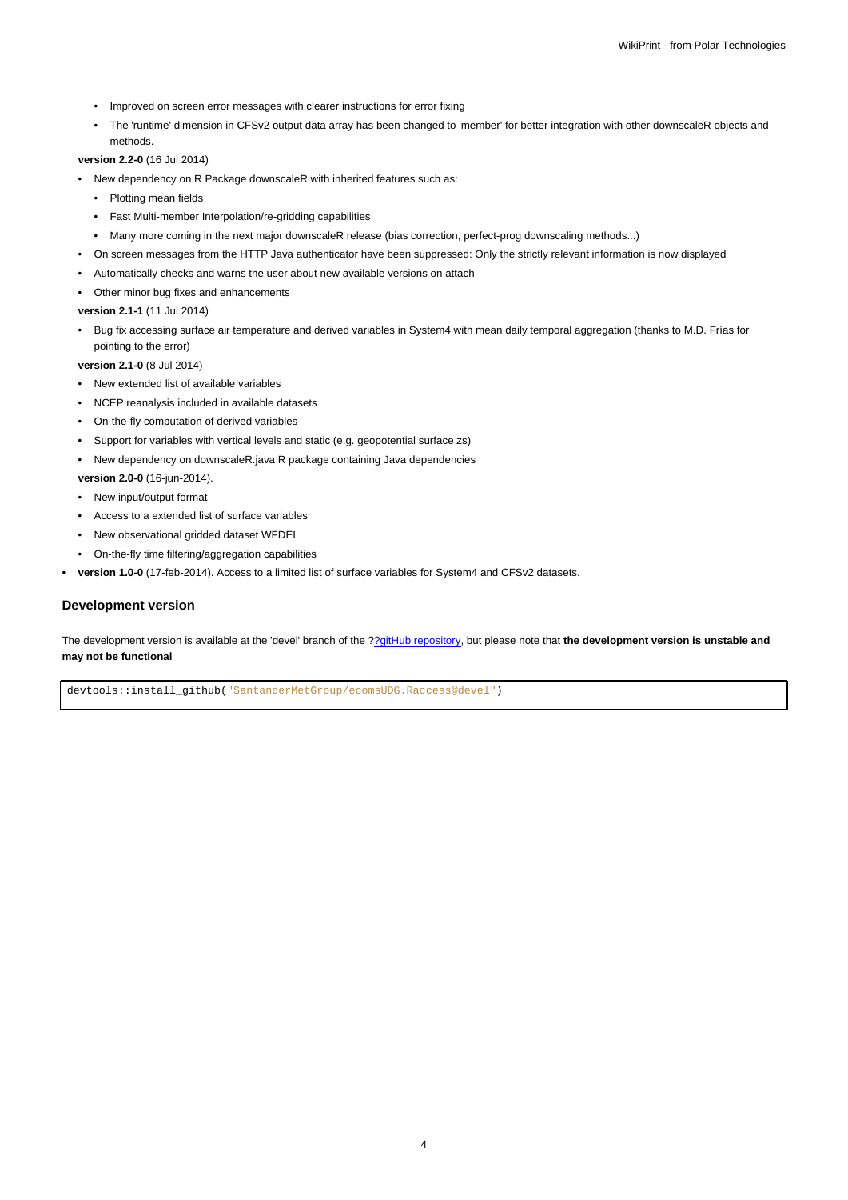- Improved on screen error messages with clearer instructions for error fixing
    - The 'runtime' dimension in CFSv2 output data array has been changed to 'member' for better integration with other downscaleR objects and methods.

  **version 2.2-0** (16 Jul 2014)

  - New dependency on R Package downscaleR with inherited features such as:
    - Plotting mean fields
    - Fast Multi-member Interpolation/re-gridding capabilities
    - Many more coming in the next major downscaleR release (bias correction, perfect-prog downscaling methods...)
  - On screen messages from the HTTP Java authenticator have been suppressed: Only the strictly relevant information is now displayed
  - Automatically checks and warns the user about new available versions on attach
  - Other minor bug fixes and enhancements

  **version 2.1-1** (11 Jul 2014)

  - Bug fix accessing surface air temperature and derived variables in System4 with mean daily temporal aggregation (thanks to M.D. Frías for pointing to the error)

  **version 2.1-0** (8 Jul 2014)

  - New extended list of available variables
  - NCEP reanalysis included in available datasets
  - On-the-fly computation of derived variables
  - Support for variables with vertical levels and static (e.g. geopotential surface zs)
  - New dependency on downscaleR.java R package containing Java dependencies

  **version 2.0-0** (16-jun-2014).

  - New input/output format
  - Access to a extended list of surface variables
  - New observational gridded dataset WFDEI
  - On-the-fly time filtering/aggregation capabilities

- **version 1.0-0** (17-feb-2014). Access to a limited list of surface variables for System4 and CFSv2 datasets.

### Development version

The development version is available at the 'devel' branch of the ??gitHub repository, but please note that **the development version is unstable and may not be functional**

```
devtools::install_github("SantanderMetGroup/ecomsUDG.Raccess@devel")
```